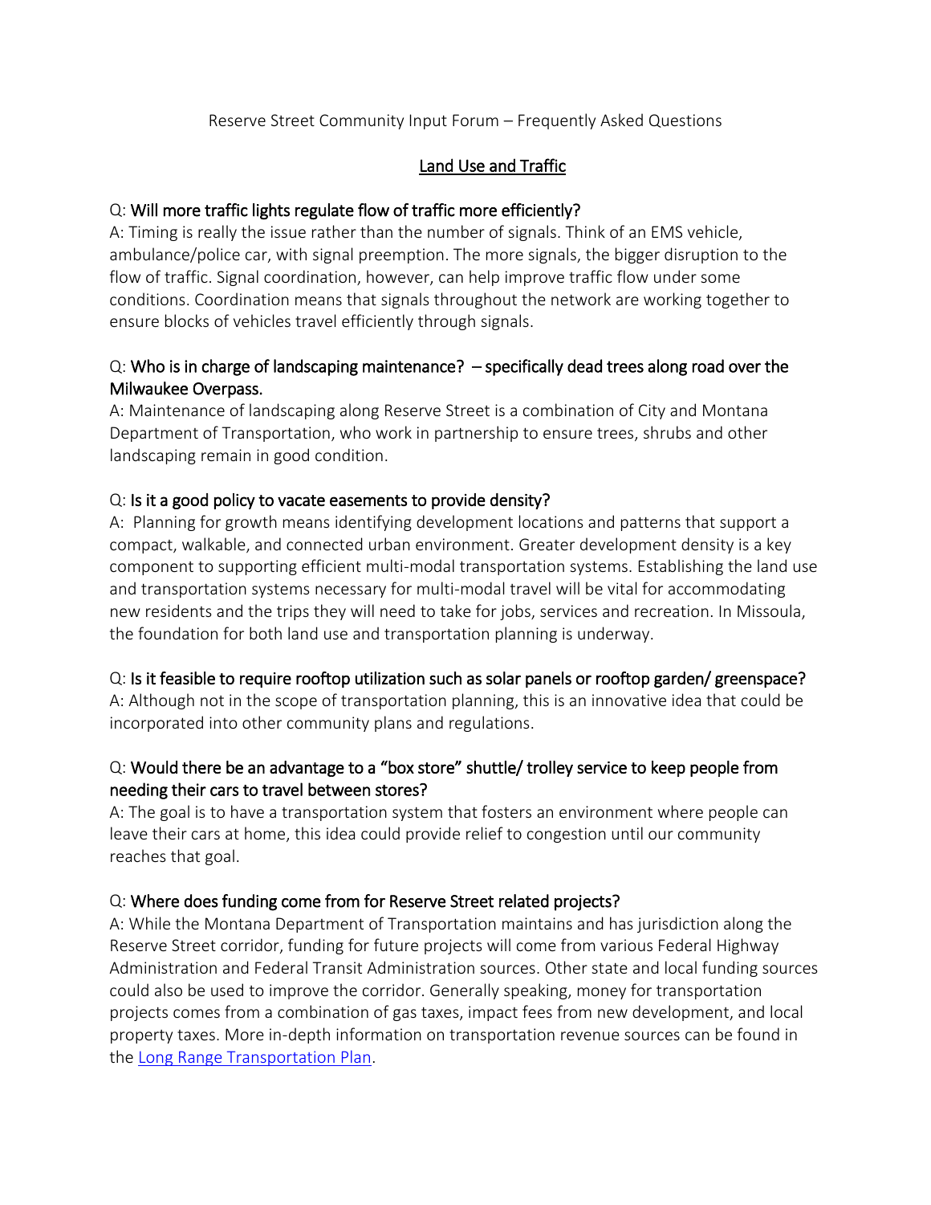Reserve Street Community Input Forum – Frequently Asked Questions

## Land Use and Traffic

Q: **Will more traffic lights regulate flow of traffic more efficiently?**
A: Timing is really the issue rather than the number of signals. Think of an EMS vehicle, ambulance/police car, with signal preemption. The more signals, the bigger disruption to the flow of traffic. Signal coordination, however, can help improve traffic flow under some conditions. Coordination means that signals throughout the network are working together to ensure blocks of vehicles travel efficiently through signals.

Q: **Who is in charge of landscaping maintenance? – specifically dead trees along road over the Milwaukee Overpass.**
A: Maintenance of landscaping along Reserve Street is a combination of City and Montana Department of Transportation, who work in partnership to ensure trees, shrubs and other landscaping remain in good condition.

Q: **Is it a good policy to vacate easements to provide density?**
A: Planning for growth means identifying development locations and patterns that support a compact, walkable, and connected urban environment. Greater development density is a key component to supporting efficient multi-modal transportation systems. Establishing the land use and transportation systems necessary for multi-modal travel will be vital for accommodating new residents and the trips they will need to take for jobs, services and recreation. In Missoula, the foundation for both land use and transportation planning is underway.

Q: **Is it feasible to require rooftop utilization such as solar panels or rooftop garden/ greenspace?**
A: Although not in the scope of transportation planning, this is an innovative idea that could be incorporated into other community plans and regulations.

Q: **Would there be an advantage to a "box store" shuttle/ trolley service to keep people from needing their cars to travel between stores?**
A: The goal is to have a transportation system that fosters an environment where people can leave their cars at home, this idea could provide relief to congestion until our community reaches that goal.

Q: **Where does funding come from for Reserve Street related projects?**
A: While the Montana Department of Transportation maintains and has jurisdiction along the Reserve Street corridor, funding for future projects will come from various Federal Highway Administration and Federal Transit Administration sources. Other state and local funding sources could also be used to improve the corridor. Generally speaking, money for transportation projects comes from a combination of gas taxes, impact fees from new development, and local property taxes. More in-depth information on transportation revenue sources can be found in the Long Range Transportation Plan.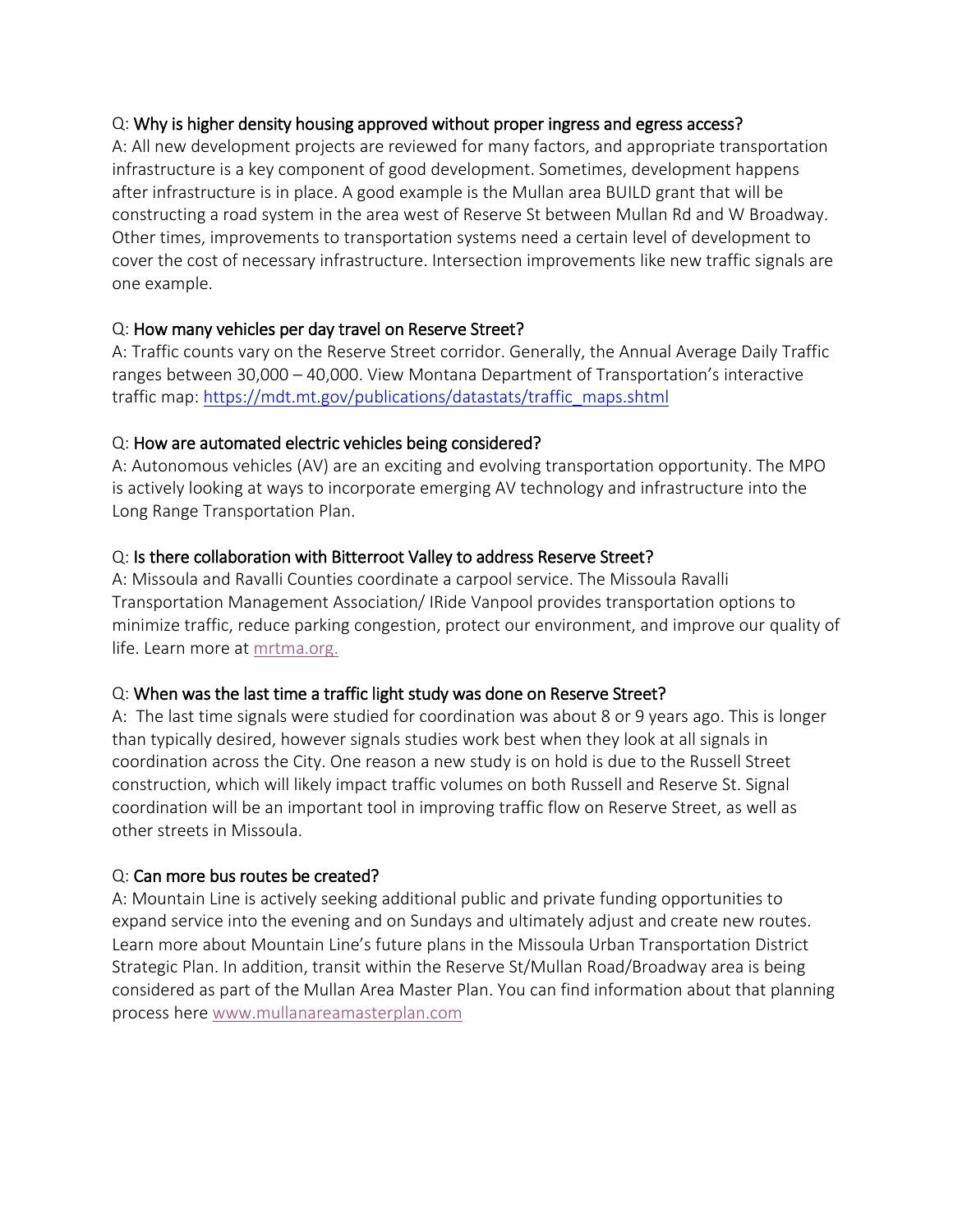Q: **Why is higher density housing approved without proper ingress and egress access?**

A: All new development projects are reviewed for many factors, and appropriate transportation infrastructure is a key component of good development. Sometimes, development happens after infrastructure is in place. A good example is the Mullan area BUILD grant that will be constructing a road system in the area west of Reserve St between Mullan Rd and W Broadway. Other times, improvements to transportation systems need a certain level of development to cover the cost of necessary infrastructure. Intersection improvements like new traffic signals are one example.

Q: **How many vehicles per day travel on Reserve Street?**

A: Traffic counts vary on the Reserve Street corridor. Generally, the Annual Average Daily Traffic ranges between 30,000 – 40,000. View Montana Department of Transportation's interactive traffic map: [https://mdt.mt.gov/publications/datastats/traffic_maps.shtml](https://mdt.mt.gov/publications/datastats/traffic_maps.shtml)

Q: **How are automated electric vehicles being considered?**

A: Autonomous vehicles (AV) are an exciting and evolving transportation opportunity. The MPO is actively looking at ways to incorporate emerging AV technology and infrastructure into the Long Range Transportation Plan.

Q: **Is there collaboration with Bitterroot Valley to address Reserve Street?**

A: Missoula and Ravalli Counties coordinate a carpool service. The Missoula Ravalli Transportation Management Association/ IRide Vanpool provides transportation options to minimize traffic, reduce parking congestion, protect our environment, and improve our quality of life. Learn more at [mrtma.org.](mrtma.org)

Q: **When was the last time a traffic light study was done on Reserve Street?**

A: The last time signals were studied for coordination was about 8 or 9 years ago. This is longer than typically desired, however signals studies work best when they look at all signals in coordination across the City. One reason a new study is on hold is due to the Russell Street construction, which will likely impact traffic volumes on both Russell and Reserve St. Signal coordination will be an important tool in improving traffic flow on Reserve Street, as well as other streets in Missoula.

Q: **Can more bus routes be created?**

A: Mountain Line is actively seeking additional public and private funding opportunities to expand service into the evening and on Sundays and ultimately adjust and create new routes. Learn more about Mountain Line's future plans in the Missoula Urban Transportation District Strategic Plan. In addition, transit within the Reserve St/Mullan Road/Broadway area is being considered as part of the Mullan Area Master Plan. You can find information about that planning process here [www.mullanareamasterplan.com](www.mullanareamasterplan.com)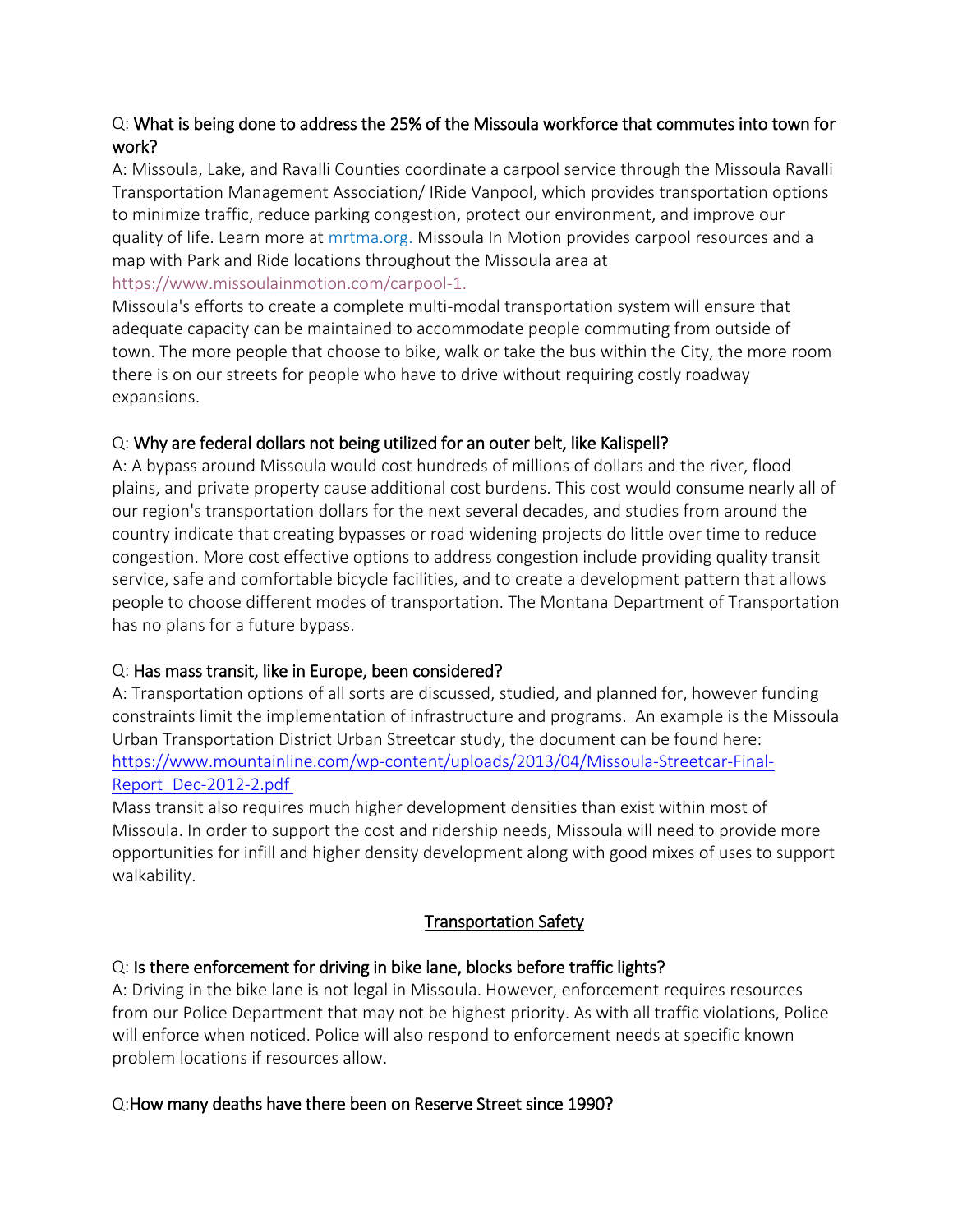Q: **What is being done to address the 25% of the Missoula workforce that commutes into town for work?**

A: Missoula, Lake, and Ravalli Counties coordinate a carpool service through the Missoula Ravalli Transportation Management Association/ IRide Vanpool, which provides transportation options to minimize traffic, reduce parking congestion, protect our environment, and improve our quality of life. Learn more at mrtma.org. Missoula In Motion provides carpool resources and a map with Park and Ride locations throughout the Missoula area at https://www.missoulainmotion.com/carpool-1.

Missoula's efforts to create a complete multi-modal transportation system will ensure that adequate capacity can be maintained to accommodate people commuting from outside of town. The more people that choose to bike, walk or take the bus within the City, the more room there is on our streets for people who have to drive without requiring costly roadway expansions.

Q: **Why are federal dollars not being utilized for an outer belt, like Kalispell?**

A: A bypass around Missoula would cost hundreds of millions of dollars and the river, flood plains, and private property cause additional cost burdens. This cost would consume nearly all of our region's transportation dollars for the next several decades, and studies from around the country indicate that creating bypasses or road widening projects do little over time to reduce congestion. More cost effective options to address congestion include providing quality transit service, safe and comfortable bicycle facilities, and to create a development pattern that allows people to choose different modes of transportation. The Montana Department of Transportation has no plans for a future bypass.

Q: **Has mass transit, like in Europe, been considered?**

A: Transportation options of all sorts are discussed, studied, and planned for, however funding constraints limit the implementation of infrastructure and programs. An example is the Missoula Urban Transportation District Urban Streetcar study, the document can be found here: https://www.mountainline.com/wp-content/uploads/2013/04/Missoula-Streetcar-Final-Report_Dec-2012-2.pdf

Mass transit also requires much higher development densities than exist within most of Missoula. In order to support the cost and ridership needs, Missoula will need to provide more opportunities for infill and higher density development along with good mixes of uses to support walkability.

## Transportation Safety

Q: **Is there enforcement for driving in bike lane, blocks before traffic lights?**

A: Driving in the bike lane is not legal in Missoula. However, enforcement requires resources from our Police Department that may not be highest priority. As with all traffic violations, Police will enforce when noticed. Police will also respond to enforcement needs at specific known problem locations if resources allow.

Q: **How many deaths have there been on Reserve Street since 1990?**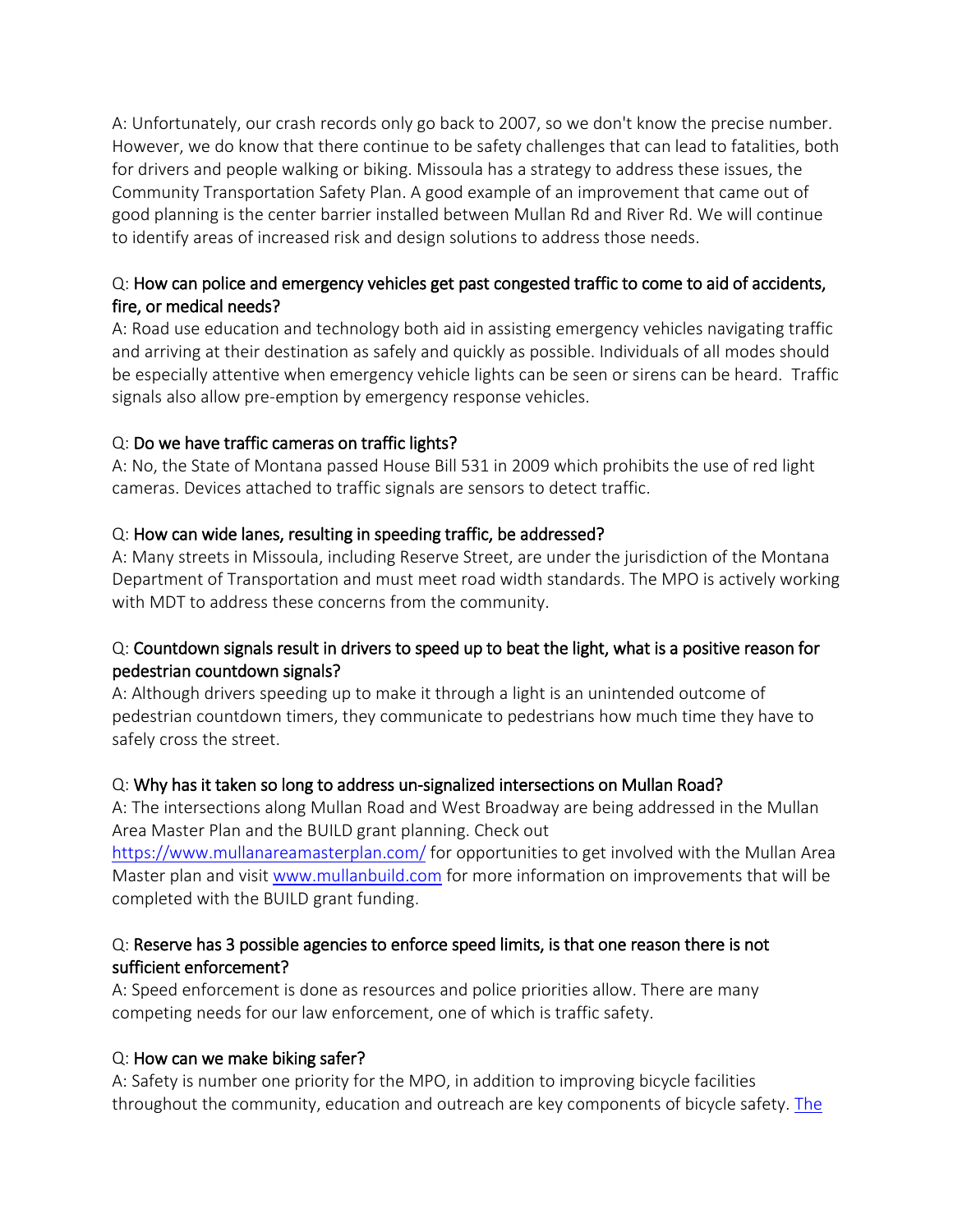A: Unfortunately, our crash records only go back to 2007, so we don't know the precise number. However, we do know that there continue to be safety challenges that can lead to fatalities, both for drivers and people walking or biking. Missoula has a strategy to address these issues, the Community Transportation Safety Plan. A good example of an improvement that came out of good planning is the center barrier installed between Mullan Rd and River Rd. We will continue to identify areas of increased risk and design solutions to address those needs.

Q: How can police and emergency vehicles get past congested traffic to come to aid of accidents, fire, or medical needs?
A: Road use education and technology both aid in assisting emergency vehicles navigating traffic and arriving at their destination as safely and quickly as possible. Individuals of all modes should be especially attentive when emergency vehicle lights can be seen or sirens can be heard. Traffic signals also allow pre-emption by emergency response vehicles.

Q: Do we have traffic cameras on traffic lights?
A: No, the State of Montana passed House Bill 531 in 2009 which prohibits the use of red light cameras. Devices attached to traffic signals are sensors to detect traffic.

Q: How can wide lanes, resulting in speeding traffic, be addressed?
A: Many streets in Missoula, including Reserve Street, are under the jurisdiction of the Montana Department of Transportation and must meet road width standards. The MPO is actively working with MDT to address these concerns from the community.

Q: Countdown signals result in drivers to speed up to beat the light, what is a positive reason for pedestrian countdown signals?
A: Although drivers speeding up to make it through a light is an unintended outcome of pedestrian countdown timers, they communicate to pedestrians how much time they have to safely cross the street.

Q: Why has it taken so long to address un-signalized intersections on Mullan Road?
A: The intersections along Mullan Road and West Broadway are being addressed in the Mullan Area Master Plan and the BUILD grant planning. Check out https://www.mullanareamasterplan.com/ for opportunities to get involved with the Mullan Area Master plan and visit www.mullanbuild.com for more information on improvements that will be completed with the BUILD grant funding.

Q: Reserve has 3 possible agencies to enforce speed limits, is that one reason there is not sufficient enforcement?
A: Speed enforcement is done as resources and police priorities allow. There are many competing needs for our law enforcement, one of which is traffic safety.

Q: How can we make biking safer?
A: Safety is number one priority for the MPO, in addition to improving bicycle facilities throughout the community, education and outreach are key components of bicycle safety. The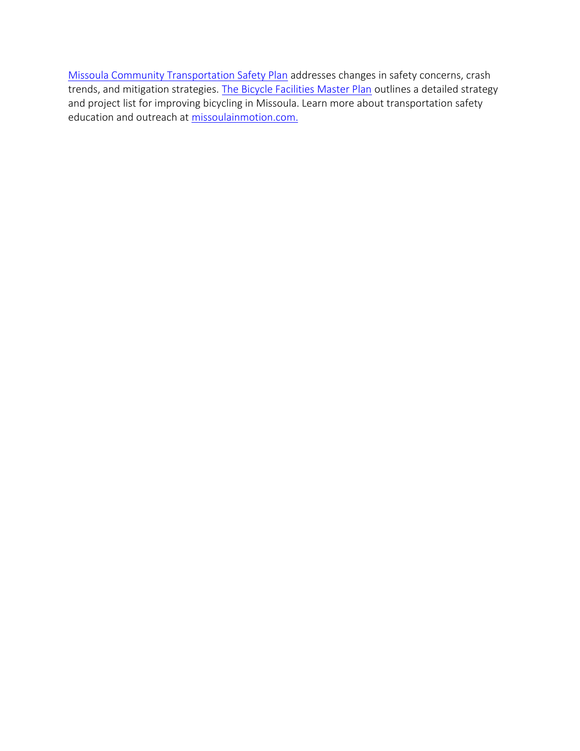Missoula Community Transportation Safety Plan addresses changes in safety concerns, crash trends, and mitigation strategies. The Bicycle Facilities Master Plan outlines a detailed strategy and project list for improving bicycling in Missoula. Learn more about transportation safety education and outreach at missoulainmotion.com.